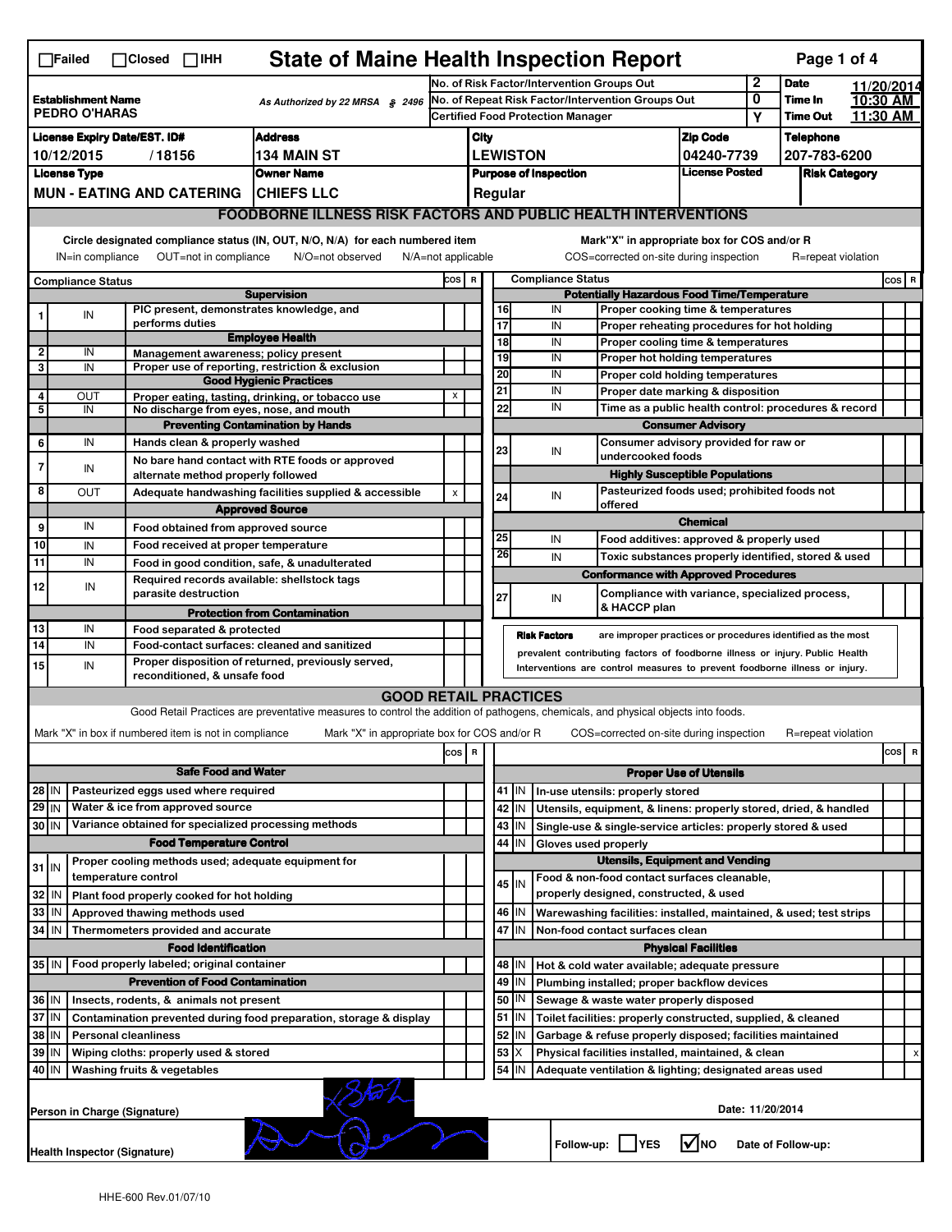☐Failed ☐Closed ☐IHH

# State of Maine Health Inspection Report

| | | |
|---|---|---|
| **Establishment Name** PEDRO O'HARAS | As Authorized by 22 MRSA § 2496 | |
| No. of Risk Factor/Intervention Groups Out | 2 | **Date** 11/20/2014 |
| No. of Repeat Risk Factor/Intervention Groups Out | 0 | **Time In** 10:30 AM |
| Certified Food Protection Manager | Y | **Time Out** 11:30 AM |

| License Expiry Date/EST. ID# | Address | City | Zip Code | Telephone |
|---|---|---|---|---|
| 10/12/2015 / 18156 | 134 MAIN ST | LEWISTON | 04240-7739 | 207-783-6200 |
| **License Type** | **Owner Name** | **Purpose of Inspection** | **License Posted** | **Risk Category** |
| MUN - EATING AND CATERING | CHIEFS LLC | Regular | | |

## FOODBORNE ILLNESS RISK FACTORS AND PUBLIC HEALTH INTERVENTIONS

Circle designated compliance status (IN, OUT, N/O, N/A) for each numbered item — IN=in compliance, OUT=not in compliance, N/O=not observed, N/A=not applicable

Mark "X" in appropriate box for COS and/or R — COS=corrected on-site during inspection, R=repeat violation

| # | Compliance Status | Item | COS | R |
|---|---|---|---|---|
| | | **Supervision** | | |
| 1 | IN | PIC present, demonstrates knowledge, and performs duties | | |
| | | **Employee Health** | | |
| 2 | IN | Management awareness; policy present | | |
| 3 | IN | Proper use of reporting, restriction & exclusion | | |
| | | **Good Hygienic Practices** | | |
| 4 | OUT | Proper eating, tasting, drinking, or tobacco use | X | |
| 5 | IN | No discharge from eyes, nose, and mouth | | |
| | | **Preventing Contamination by Hands** | | |
| 6 | IN | Hands clean & properly washed | | |
| 7 | IN | No bare hand contact with RTE foods or approved alternate method properly followed | | |
| 8 | OUT | Adequate handwashing facilities supplied & accessible | X | |
| | | **Approved Source** | | |
| 9 | IN | Food obtained from approved source | | |
| 10 | IN | Food received at proper temperature | | |
| 11 | IN | Food in good condition, safe, & unadulterated | | |
| 12 | IN | Required records available: shellstock tags parasite destruction | | |
| | | **Protection from Contamination** | | |
| 13 | IN | Food separated & protected | | |
| 14 | IN | Food-contact surfaces: cleaned and sanitized | | |
| 15 | IN | Proper disposition of returned, previously served, reconditioned, & unsafe food | | |
| | | **Potentially Hazardous Food Time/Temperature** | | |
| 16 | IN | Proper cooking time & temperatures | | |
| 17 | IN | Proper reheating procedures for hot holding | | |
| 18 | IN | Proper cooling time & temperatures | | |
| 19 | IN | Proper hot holding temperatures | | |
| 20 | IN | Proper cold holding temperatures | | |
| 21 | IN | Proper date marking & disposition | | |
| 22 | IN | Time as a public health control: procedures & record | | |
| | | **Consumer Advisory** | | |
| 23 | IN | Consumer advisory provided for raw or undercooked foods | | |
| | | **Highly Susceptible Populations** | | |
| 24 | IN | Pasteurized foods used; prohibited foods not offered | | |
| | | **Chemical** | | |
| 25 | IN | Food additives: approved & properly used | | |
| 26 | IN | Toxic substances properly identified, stored & used | | |
| | | **Conformance with Approved Procedures** | | |
| 27 | IN | Compliance with variance, specialized process, & HACCP plan | | |

**Risk Factors** are improper practices or procedures identified as the most prevalent contributing factors of foodborne illness or injury. Public Health Interventions are control measures to prevent foodborne illness or injury.

## GOOD RETAIL PRACTICES

Good Retail Practices are preventative measures to control the addition of pathogens, chemicals, and physical objects into foods.

Mark "X" in box if numbered item is not in compliance — Mark "X" in appropriate box for COS and/or R — COS=corrected on-site during inspection — R=repeat violation

| # | Status | Item | COS | R |
|---|---|---|---|---|
| | | **Safe Food and Water** | | |
| 28 | IN | Pasteurized eggs used where required | | |
| 29 | IN | Water & ice from approved source | | |
| 30 | IN | Variance obtained for specialized processing methods | | |
| | | **Food Temperature Control** | | |
| 31 | IN | Proper cooling methods used; adequate equipment for temperature control | | |
| 32 | IN | Plant food properly cooked for hot holding | | |
| 33 | IN | Approved thawing methods used | | |
| 34 | IN | Thermometers provided and accurate | | |
| | | **Food Identification** | | |
| 35 | IN | Food properly labeled; original container | | |
| | | **Prevention of Food Contamination** | | |
| 36 | IN | Insects, rodents, & animals not present | | |
| 37 | IN | Contamination prevented during food preparation, storage & display | | |
| 38 | IN | Personal cleanliness | | |
| 39 | IN | Wiping cloths: properly used & stored | | |
| 40 | IN | Washing fruits & vegetables | | |
| | | **Proper Use of Utensils** | | |
| 41 | IN | In-use utensils: properly stored | | |
| 42 | IN | Utensils, equipment, & linens: properly stored, dried, & handled | | |
| 43 | IN | Single-use & single-service articles: properly stored & used | | |
| 44 | IN | Gloves used properly | | |
| | | **Utensils, Equipment and Vending** | | |
| 45 | IN | Food & non-food contact surfaces cleanable, properly designed, constructed, & used | | |
| 46 | IN | Warewashing facilities: installed, maintained, & used; test strips | | |
| 47 | IN | Non-food contact surfaces clean | | |
| | | **Physical Facilities** | | |
| 48 | IN | Hot & cold water available; adequate pressure | | |
| 49 | IN | Plumbing installed; proper backflow devices | | |
| 50 | IN | Sewage & waste water properly disposed | | |
| 51 | IN | Toilet facilities: properly constructed, supplied, & cleaned | | |
| 52 | IN | Garbage & refuse properly disposed; facilities maintained | | |
| 53 | X | Physical facilities installed, maintained, & clean | | X |
| 54 | IN | Adequate ventilation & lighting; designated areas used | | |

Person in Charge (Signature): [signature]

Date: 11/20/2014

Health Inspector (Signature): [signature]

Follow-up: ☐ YES ☑ NO Date of Follow-up:

HHE-600 Rev.01/07/10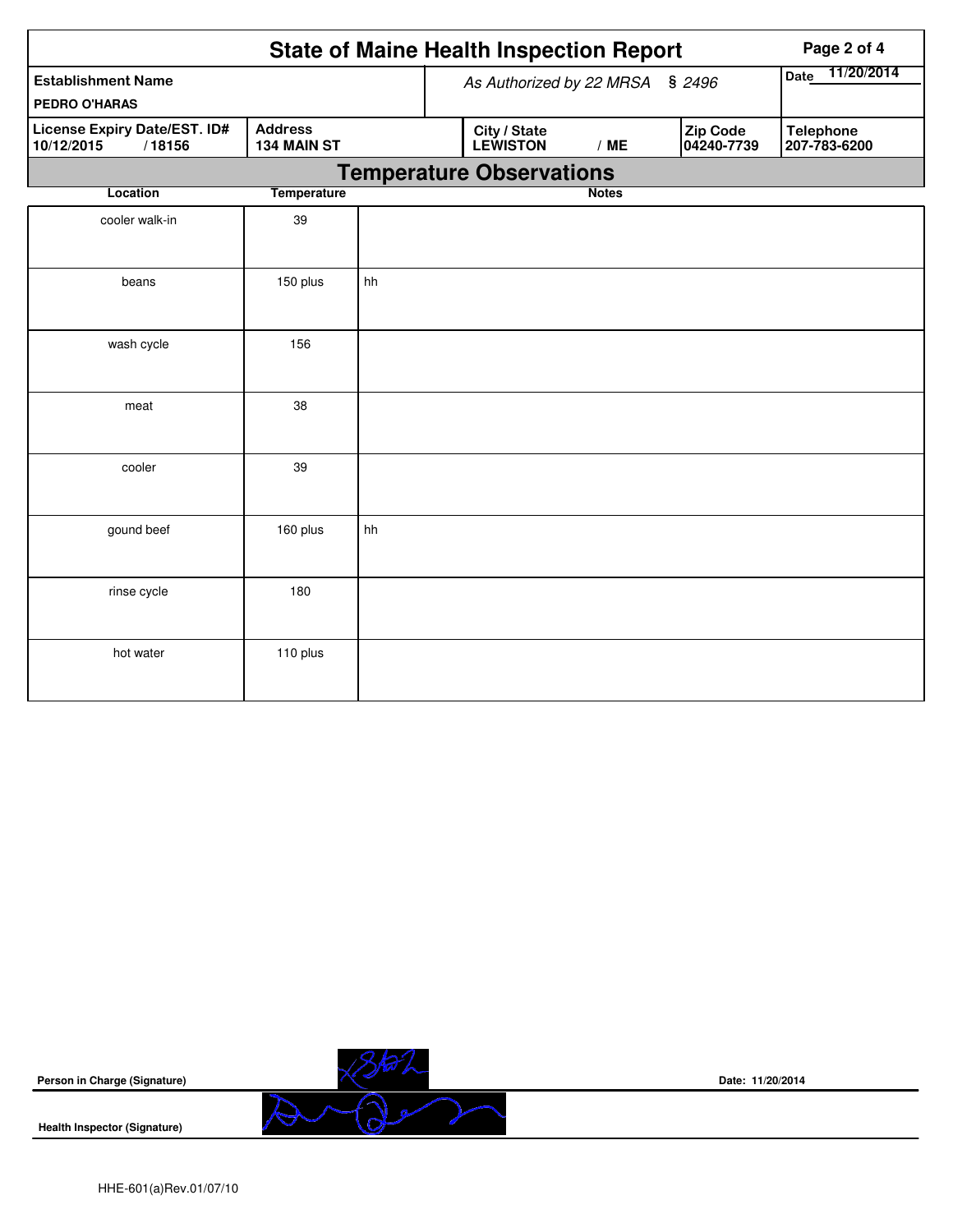# State of Maine Health Inspection Report

| Establishment Name | As Authorized by 22 MRSA § 2496 | Date 11/20/2014 |
|---|---|---|
| PEDRO O'HARAS | | |

| License Expiry Date/EST. ID# | Address | City / State | Zip Code | Telephone |
|---|---|---|---|---|
| 10/12/2015 / 18156 | 134 MAIN ST | LEWISTON / ME | 04240-7739 | 207-783-6200 |

## Temperature Observations

| Location | Temperature | Notes |
|---|---|---|
| cooler walk-in | 39 | |
| beans | 150 plus | hh |
| wash cycle | 156 | |
| meat | 38 | |
| cooler | 39 | |
| gound beef | 160 plus | hh |
| rinse cycle | 180 | |
| hot water | 110 plus | |

**Person in Charge (Signature)** &nbsp;&nbsp;&nbsp;&nbsp; **Date: 11/20/2014**

**Health Inspector (Signature)**

HHE-601(a)Rev.01/07/10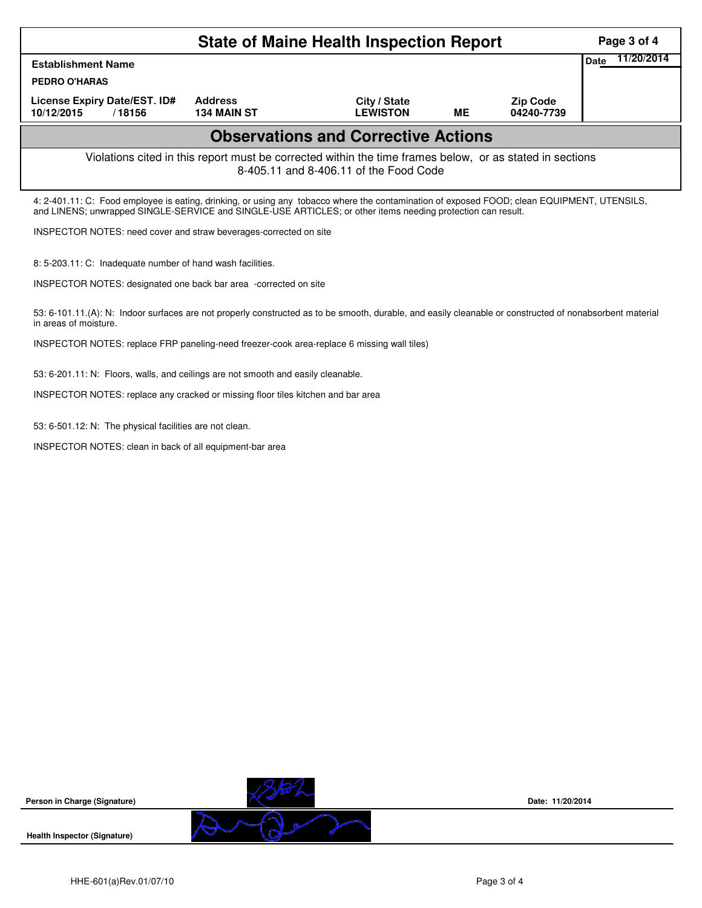# State of Maine Health Inspection Report

| Establishment Name | | | | | Date 11/20/2014 |
|---|---|---|---|---|---|
| PEDRO O'HARAS | | | | | |
| License Expiry Date/EST. ID# | Address | City / State | | Zip Code | |
| 10/12/2015 / 18156 | 134 MAIN ST | LEWISTON | ME | 04240-7739 | |

## Observations and Corrective Actions

Violations cited in this report must be corrected within the time frames below, or as stated in sections 8-405.11 and 8-406.11 of the Food Code

4: 2-401.11: C: Food employee is eating, drinking, or using any tobacco where the contamination of exposed FOOD; clean EQUIPMENT, UTENSILS, and LINENS; unwrapped SINGLE-SERVICE and SINGLE-USE ARTICLES; or other items needing protection can result.

INSPECTOR NOTES: need cover and straw beverages-corrected on site

8: 5-203.11: C: Inadequate number of hand wash facilities.

INSPECTOR NOTES: designated one back bar area -corrected on site

53: 6-101.11.(A): N: Indoor surfaces are not properly constructed as to be smooth, durable, and easily cleanable or constructed of nonabsorbent material in areas of moisture.

INSPECTOR NOTES: replace FRP paneling-need freezer-cook area-replace 6 missing wall tiles)

53: 6-201.11: N: Floors, walls, and ceilings are not smooth and easily cleanable.

INSPECTOR NOTES: replace any cracked or missing floor tiles kitchen and bar area

53: 6-501.12: N: The physical facilities are not clean.

INSPECTOR NOTES: clean in back of all equipment-bar area

**Person in Charge (Signature)** — **Date:** 11/20/2014

**Health Inspector (Signature)**

HHE-601(a)Rev.01/07/10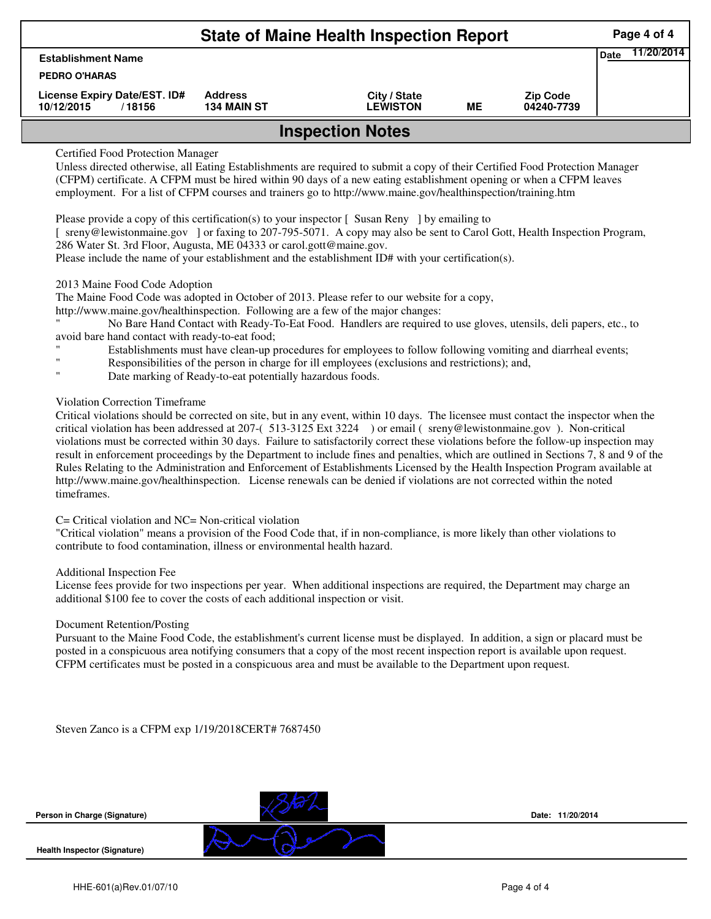# State of Maine Health Inspection Report

| Establishment Name | | | | | Date 11/20/2014 |
|---|---|---|---|---|---|
| PEDRO O'HARAS | | | | | |
| License Expiry Date/EST. ID# | Address | City / State | | Zip Code | |
| 10/12/2015 / 18156 | 134 MAIN ST | LEWISTON | ME | 04240-7739 | |

## Inspection Notes

Certified Food Protection Manager

Unless directed otherwise, all Eating Establishments are required to submit a copy of their Certified Food Protection Manager (CFPM) certificate. A CFPM must be hired within 90 days of a new eating establishment opening or when a CFPM leaves employment. For a list of CFPM courses and trainers go to http://www.maine.gov/healthinspection/training.htm

Please provide a copy of this certification(s) to your inspector [ Susan Reny ] by emailing to [ sreny@lewistonmaine.gov ] or faxing to 207-795-5071. A copy may also be sent to Carol Gott, Health Inspection Program, 286 Water St. 3rd Floor, Augusta, ME 04333 or carol.gott@maine.gov.
Please include the name of your establishment and the establishment ID# with your certification(s).

2013 Maine Food Code Adoption

The Maine Food Code was adopted in October of 2013. Please refer to our website for a copy, http://www.maine.gov/healthinspection. Following are a few of the major changes:

" No Bare Hand Contact with Ready-To-Eat Food. Handlers are required to use gloves, utensils, deli papers, etc., to avoid bare hand contact with ready-to-eat food;
" Establishments must have clean-up procedures for employees to follow following vomiting and diarrheal events;
" Responsibilities of the person in charge for ill employees (exclusions and restrictions); and,
" Date marking of Ready-to-eat potentially hazardous foods.

Violation Correction Timeframe

Critical violations should be corrected on site, but in any event, within 10 days. The licensee must contact the inspector when the critical violation has been addressed at 207-( 513-3125 Ext 3224 ) or email ( sreny@lewistonmaine.gov ). Non-critical violations must be corrected within 30 days. Failure to satisfactorily correct these violations before the follow-up inspection may result in enforcement proceedings by the Department to include fines and penalties, which are outlined in Sections 7, 8 and 9 of the Rules Relating to the Administration and Enforcement of Establishments Licensed by the Health Inspection Program available at http://www.maine.gov/healthinspection. License renewals can be denied if violations are not corrected within the noted timeframes.

C= Critical violation and NC= Non-critical violation

"Critical violation" means a provision of the Food Code that, if in non-compliance, is more likely than other violations to contribute to food contamination, illness or environmental health hazard.

Additional Inspection Fee

License fees provide for two inspections per year. When additional inspections are required, the Department may charge an additional $100 fee to cover the costs of each additional inspection or visit.

Document Retention/Posting

Pursuant to the Maine Food Code, the establishment's current license must be displayed. In addition, a sign or placard must be posted in a conspicuous area notifying consumers that a copy of the most recent inspection report is available upon request. CFPM certificates must be posted in a conspicuous area and must be available to the Department upon request.

Steven Zanco is a CFPM exp 1/19/2018CERT# 7687450

**Person in Charge (Signature)** Date: 11/20/2014

**Health Inspector (Signature)**

HHE-601(a)Rev.01/07/10